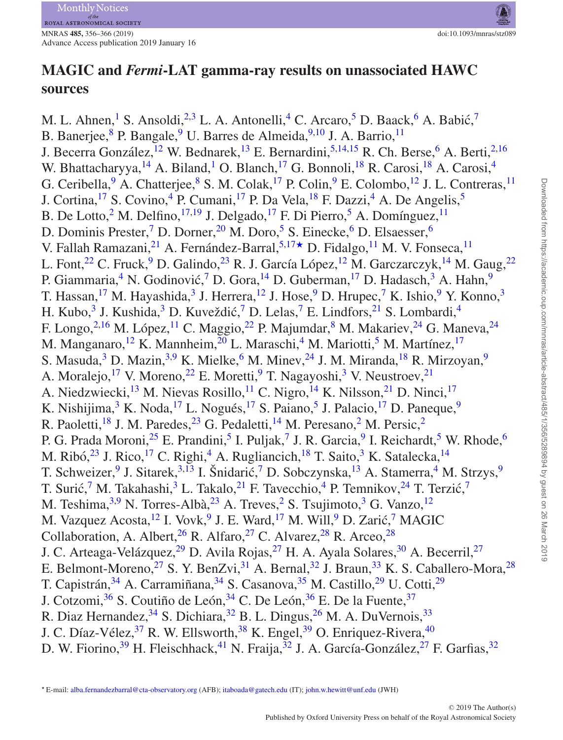# MAGIC and *Fermi*-LAT gamma-ray results on unassociated HAWC sources

M. L. Ahnen,[1] S. Ansoldi,[2,3] L. A. Antonelli,[4] C. Arcaro,[5] D. Baack,[6] A. Babić,[7] B. Banerjee,[8] P. Bangale,[9] U. Barres de Almeida,[9,10] J. A. Barrio,[11] J. Becerra González,[12] W. Bednarek,[13] E. Bernardini,[5,14,15] R. Ch. Berse,[6] A. Berti,[2,16] W. Bhattacharyya,[14] A. Biland,[1] O. Blanch,[17] G. Bonnoli,[18] R. Carosi,[18] A. Carosi,[4] G. Ceribella,[9] A. Chatterjee,[8] S. M. Colak,[17] P. Colin,[9] E. Colombo,[12] J. L. Contreras,[11] J. Cortina,[17] S. Covino,[4] P. Cumani,[17] P. Da Vela,[18] F. Dazzi,[4] A. De Angelis,[5] B. De Lotto,[2] M. Delfino,[17,19] J. Delgado,[17] F. Di Pierro,[5] A. Domínguez,[11] D. Dominis Prester,[7] D. Dorner,[20] M. Doro,[5] S. Einecke,[6] D. Elsaesser,[6] V. Fallah Ramazani,[21] A. Fernández-Barral,[5,17⋆] D. Fidalgo,[11] M. V. Fonseca,[11] L. Font,[22] C. Fruck,[9] D. Galindo,[23] R. J. García López,[12] M. Garczarczyk,[14] M. Gaug,[22] P. Giammaria,[4] N. Godinović,[7] D. Gora,[14] D. Guberman,[17] D. Hadasch,[3] A. Hahn,[9] T. Hassan,[17] M. Hayashida,[3] J. Herrera,[12] J. Hose,[9] D. Hrupec,[7] K. Ishio,[9] Y. Konno,[3] H. Kubo,[3] J. Kushida,[3] D. Kuveždić,[7] D. Lelas,[7] E. Lindfors,[21] S. Lombardi,[4] F. Longo,[2,16] M. López,[11] C. Maggio,[22] P. Majumdar,[8] M. Makariev,[24] G. Maneva,[24] M. Manganaro,[12] K. Mannheim,[20] L. Maraschi,[4] M. Mariotti,[5] M. Martínez,[17] S. Masuda,[3] D. Mazin,[3,9] K. Mielke,[6] M. Minev,[24] J. M. Miranda,[18] R. Mirzoyan,[9] A. Moralejo,[17] V. Moreno,[22] E. Moretti,[9] T. Nagayoshi,[3] V. Neustroev,[21] A. Niedzwiecki,[13] M. Nievas Rosillo,[11] C. Nigro,[14] K. Nilsson,[21] D. Ninci,[17] K. Nishijima,[3] K. Noda,[17] L. Nogués,[17] S. Paiano,[5] J. Palacio,[17] D. Paneque,[9] R. Paoletti,[18] J. M. Paredes,[23] G. Pedaletti,[14] M. Peresano,[2] M. Persic,[2] P. G. Prada Moroni,[25] E. Prandini,[5] I. Puljak,[7] J. R. Garcia,[9] I. Reichardt,[5] W. Rhode,[6] M. Ribó,[23] J. Rico,[17] C. Righi,[4] A. Rugliancich,[18] T. Saito,[3] K. Satalecka,[14] T. Schweizer,[9] J. Sitarek,[3,13] I. Šnidarić,[7] D. Sobczynska,[13] A. Stamerra,[4] M. Strzys,[9] T. Surić,[7] M. Takahashi,[3] L. Takalo,[21] F. Tavecchio,[4] P. Temnikov,[24] T. Terzić,[7] M. Teshima,[3,9] N. Torres-Albà,[23] A. Treves,[2] S. Tsujimoto,[3] G. Vanzo,[12] M. Vazquez Acosta,[12] I. Vovk,[9] J. E. Ward,[17] M. Will,[9] D. Zarić,[7] MAGIC Collaboration, A. Albert,[26] R. Alfaro,[27] C. Alvarez,[28] R. Arceo,[28] J. C. Arteaga-Velázquez,[29] D. Avila Rojas,[27] H. A. Ayala Solares,[30] A. Becerril,[27] E. Belmont-Moreno,[27] S. Y. BenZvi,[31] A. Bernal,[32] J. Braun,[33] K. S. Caballero-Mora,[28] T. Capistrán,[34] A. Carramiñana,[34] S. Casanova,[35] M. Castillo,[29] U. Cotti,[29] J. Cotzomi,[36] S. Coutiño de León,[34] C. De León,[36] E. De la Fuente,[37] R. Diaz Hernandez,[34] S. Dichiara,[32] B. L. Dingus,[26] M. A. DuVernois,[33] J. C. Díaz-Vélez,[37] R. W. Ellsworth,[38] K. Engel,[39] O. Enriquez-Rivera,[40] D. W. Fiorino,[39] H. Fleischhack,[41] N. Fraija,[32] J. A. García-González,[27] F. Garfias,[32]

⋆ E-mail: alba.fernandezbarral@cta-observatory.org (AFB); itaboada@gatech.edu (IT); john.w.hewitt@unf.edu (JWH)

© 2019 The Author(s)
Published by Oxford University Press on behalf of the Royal Astronomical Society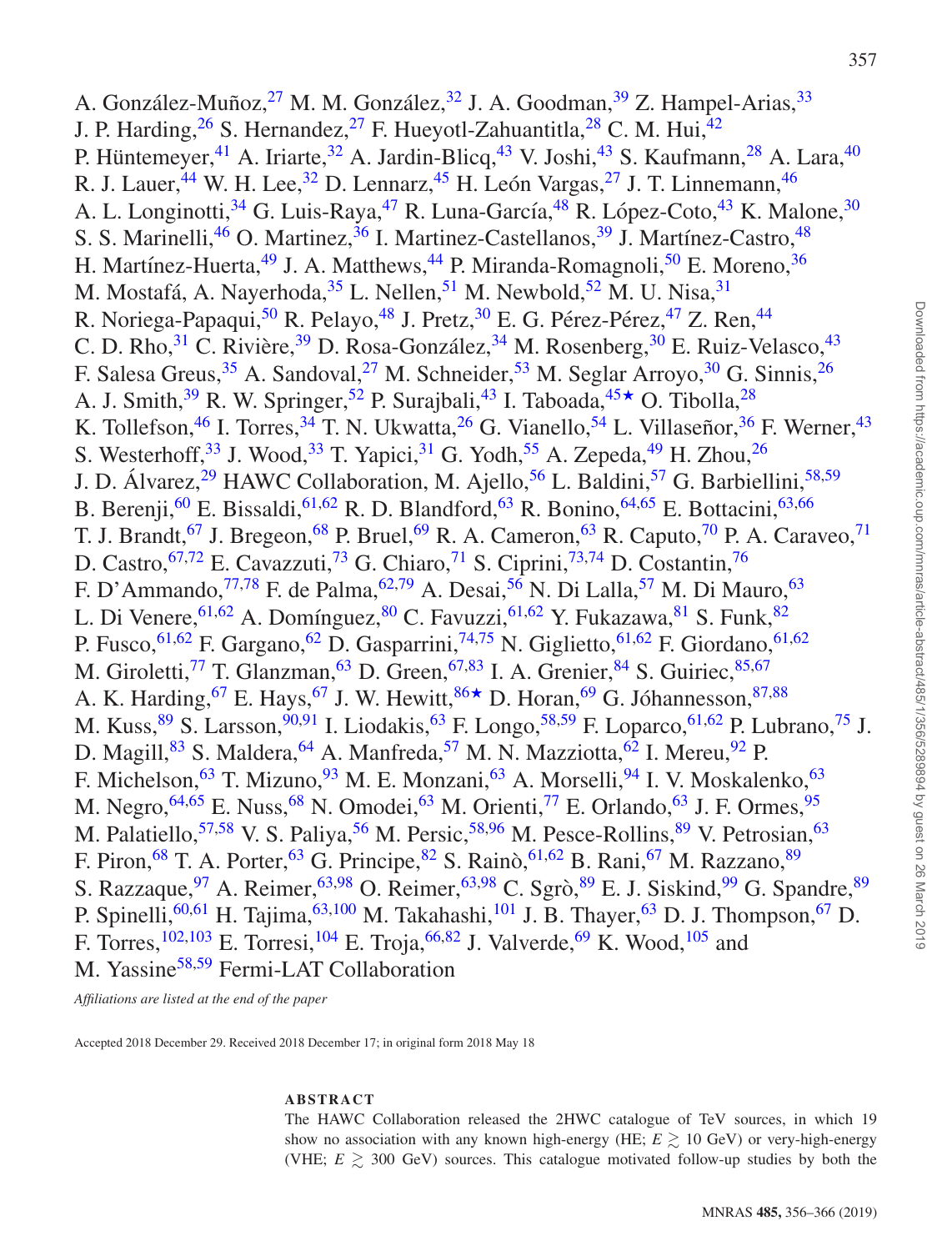A. González-Muñoz,[27] M. M. González,[32] J. A. Goodman,[39] Z. Hampel-Arias,[33] J. P. Harding,[26] S. Hernandez,[27] F. Hueyotl-Zahuantitla,[28] C. M. Hui,[42] P. Hüntemeyer,[41] A. Iriarte,[32] A. Jardin-Blicq,[43] V. Joshi,[43] S. Kaufmann,[28] A. Lara,[40] R. J. Lauer,[44] W. H. Lee,[32] D. Lennarz,[45] H. León Vargas,[27] J. T. Linnemann,[46] A. L. Longinotti,[34] G. Luis-Raya,[47] R. Luna-García,[48] R. López-Coto,[43] K. Malone,[30] S. S. Marinelli,[46] O. Martinez,[36] I. Martinez-Castellanos,[39] J. Martínez-Castro,[48] H. Martínez-Huerta,[49] J. A. Matthews,[44] P. Miranda-Romagnoli,[50] E. Moreno,[36] M. Mostafá, A. Nayerhoda,[35] L. Nellen,[51] M. Newbold,[52] M. U. Nisa,[31] R. Noriega-Papaqui,[50] R. Pelayo,[48] J. Pretz,[30] E. G. Pérez-Pérez,[47] Z. Ren,[44] C. D. Rho,[31] C. Rivière,[39] D. Rosa-González,[34] M. Rosenberg,[30] E. Ruiz-Velasco,[43] F. Salesa Greus,[35] A. Sandoval,[27] M. Schneider,[53] M. Seglar Arroyo,[30] G. Sinnis,[26] A. J. Smith,[39] R. W. Springer,[52] P. Surajbali,[43] I. Taboada,[45⋆] O. Tibolla,[28] K. Tollefson,[46] I. Torres,[34] T. N. Ukwatta,[26] G. Vianello,[54] L. Villaseñor,[36] F. Werner,[43] S. Westerhoff,[33] J. Wood,[33] T. Yapici,[31] G. Yodh,[55] A. Zepeda,[49] H. Zhou,[26] J. D. Álvarez,[29] HAWC Collaboration, M. Ajello,[56] L. Baldini,[57] G. Barbiellini,[58,59] B. Berenji,[60] E. Bissaldi,[61,62] R. D. Blandford,[63] R. Bonino,[64,65] E. Bottacini,[63,66] T. J. Brandt,[67] J. Bregeon,[68] P. Bruel,[69] R. A. Cameron,[63] R. Caputo,[70] P. A. Caraveo,[71] D. Castro,[67,72] E. Cavazzuti,[73] G. Chiaro,[71] S. Ciprini,[73,74] D. Costantin,[76] F. D'Ammando,[77,78] F. de Palma,[62,79] A. Desai,[56] N. Di Lalla,[57] M. Di Mauro,[63] L. Di Venere,[61,62] A. Domínguez,[80] C. Favuzzi,[61,62] Y. Fukazawa,[81] S. Funk,[82] P. Fusco,[61,62] F. Gargano,[62] D. Gasparrini,[74,75] N. Giglietto,[61,62] F. Giordano,[61,62] M. Giroletti,[77] T. Glanzman,[63] D. Green,[67,83] I. A. Grenier,[84] S. Guiriec,[85,67] A. K. Harding,[67] E. Hays,[67] J. W. Hewitt,[86⋆] D. Horan,[69] G. Jóhannesson,[87,88] M. Kuss,[89] S. Larsson,[90,91] I. Liodakis,[63] F. Longo,[58,59] F. Loparco,[61,62] P. Lubrano,[75] J. D. Magill,[83] S. Maldera,[64] A. Manfreda,[57] M. N. Mazziotta,[62] I. Mereu,[92] P. F. Michelson,[63] T. Mizuno,[93] M. E. Monzani,[63] A. Morselli,[94] I. V. Moskalenko,[63] M. Negro,[64,65] E. Nuss,[68] N. Omodei,[63] M. Orienti,[77] E. Orlando,[63] J. F. Ormes,[95] M. Palatiello,[57,58] V. S. Paliya,[56] M. Persic,[58,96] M. Pesce-Rollins,[89] V. Petrosian,[63] F. Piron,[68] T. A. Porter,[63] G. Principe,[82] S. Rainò,[61,62] B. Rani,[67] M. Razzano,[89] S. Razzaque,[97] A. Reimer,[63,98] O. Reimer,[63,98] C. Sgrò,[89] E. J. Siskind,[99] G. Spandre,[89] P. Spinelli,[60,61] H. Tajima,[63,100] M. Takahashi,[101] J. B. Thayer,[63] D. J. Thompson,[67] D. F. Torres,[102,103] E. Torresi,[104] E. Troja,[66,82] J. Valverde,[69] K. Wood,[105] and M. Yassine[58,59] Fermi-LAT Collaboration

*Affiliations are listed at the end of the paper*

Accepted 2018 December 29. Received 2018 December 17; in original form 2018 May 18

## ABSTRACT

The HAWC Collaboration released the 2HWC catalogue of TeV sources, in which 19 show no association with any known high-energy (HE; $E \gtrsim 10$ GeV) or very-high-energy (VHE; $E \gtrsim 300$ GeV) sources. This catalogue motivated follow-up studies by both the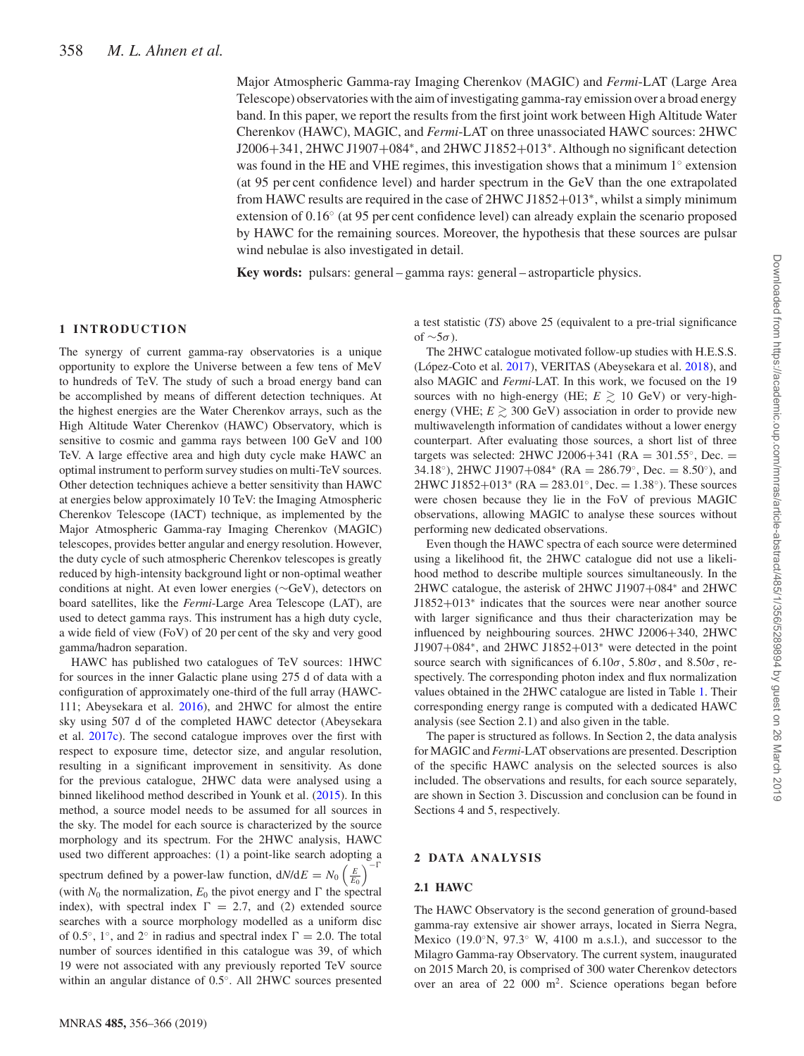Major Atmospheric Gamma-ray Imaging Cherenkov (MAGIC) and *Fermi*-LAT (Large Area Telescope) observatories with the aim of investigating gamma-ray emission over a broad energy band. In this paper, we report the results from the first joint work between High Altitude Water Cherenkov (HAWC), MAGIC, and *Fermi*-LAT on three unassociated HAWC sources: 2HWC J2006+341, 2HWC J1907+084*, and 2HWC J1852+013*. Although no significant detection was found in the HE and VHE regimes, this investigation shows that a minimum 1° extension (at 95 per cent confidence level) and harder spectrum in the GeV than the one extrapolated from HAWC results are required in the case of 2HWC J1852+013*, whilst a simply minimum extension of 0.16° (at 95 per cent confidence level) can already explain the scenario proposed by HAWC for the remaining sources. Moreover, the hypothesis that these sources are pulsar wind nebulae is also investigated in detail.

**Key words:** pulsars: general – gamma rays: general – astroparticle physics.

## 1 INTRODUCTION

The synergy of current gamma-ray observatories is a unique opportunity to explore the Universe between a few tens of MeV to hundreds of TeV. The study of such a broad energy band can be accomplished by means of different detection techniques. At the highest energies are the Water Cherenkov arrays, such as the High Altitude Water Cherenkov (HAWC) Observatory, which is sensitive to cosmic and gamma rays between 100 GeV and 100 TeV. A large effective area and high duty cycle make HAWC an optimal instrument to perform survey studies on multi-TeV sources. Other detection techniques achieve a better sensitivity than HAWC at energies below approximately 10 TeV: the Imaging Atmospheric Cherenkov Telescope (IACT) technique, as implemented by the Major Atmospheric Gamma-ray Imaging Cherenkov (MAGIC) telescopes, provides better angular and energy resolution. However, the duty cycle of such atmospheric Cherenkov telescopes is greatly reduced by high-intensity background light or non-optimal weather conditions at night. At even lower energies (~GeV), detectors on board satellites, like the *Fermi*-Large Area Telescope (LAT), are used to detect gamma rays. This instrument has a high duty cycle, a wide field of view (FoV) of 20 per cent of the sky and very good gamma/hadron separation.

HAWC has published two catalogues of TeV sources: 1HWC for sources in the inner Galactic plane using 275 d of data with a configuration of approximately one-third of the full array (HAWC-111; Abeysekara et al. 2016), and 2HWC for almost the entire sky using 507 d of the completed HAWC detector (Abeysekara et al. 2017c). The second catalogue improves over the first with respect to exposure time, detector size, and angular resolution, resulting in a significant improvement in sensitivity. As done for the previous catalogue, 2HWC data were analysed using a binned likelihood method described in Younk et al. (2015). In this method, a source model needs to be assumed for all sources in the sky. The model for each source is characterized by the source morphology and its spectrum. For the 2HWC analysis, HAWC used two different approaches: (1) a point-like search adopting a spectrum defined by a power-law function, $\mathrm{d}N/\mathrm{d}E = N_0 \left(\frac{E}{E_0}\right)^{-\Gamma}$ (with $N_0$ the normalization, $E_0$ the pivot energy and $\Gamma$ the spectral index), with spectral index $\Gamma = 2.7$, and (2) extended source searches with a source morphology modelled as a uniform disc of 0.5°, 1°, and 2° in radius and spectral index $\Gamma = 2.0$. The total number of sources identified in this catalogue was 39, of which 19 were not associated with any previously reported TeV source within an angular distance of 0.5°. All 2HWC sources presented a test statistic (*TS*) above 25 (equivalent to a pre-trial significance of ~5$\sigma$).

The 2HWC catalogue motivated follow-up studies with H.E.S.S. (López-Coto et al. 2017), VERITAS (Abeyesekara et al. 2018), and also MAGIC and *Fermi*-LAT. In this work, we focused on the 19 sources with no high-energy (HE; $E \gtrsim 10$ GeV) or very-high-energy (VHE; $E \gtrsim 300$ GeV) association in order to provide new multiwavelength information of candidates without a lower energy counterpart. After evaluating those sources, a short list of three targets was selected: 2HWC J2006+341 (RA = 301.55°, Dec. = 34.18°), 2HWC J1907+084* (RA = 286.79°, Dec. = 8.50°), and 2HWC J1852+013* (RA = 283.01°, Dec. = 1.38°). These sources were chosen because they lie in the FoV of previous MAGIC observations, allowing MAGIC to analyse these sources without performing new dedicated observations.

Even though the HAWC spectra of each source were determined using a likelihood fit, the 2HWC catalogue did not use a likelihood method to describe multiple sources simultaneously. In the 2HWC catalogue, the asterisk of 2HWC J1907+084* and 2HWC J1852+013* indicates that the sources were near another source with larger significance and thus their characterization may be influenced by neighbouring sources. 2HWC J2006+340, 2HWC J1907+084*, and 2HWC J1852+013* were detected in the point source search with significances of 6.10$\sigma$, 5.80$\sigma$, and 8.50$\sigma$, respectively. The corresponding photon index and flux normalization values obtained in the 2HWC catalogue are listed in Table 1. Their corresponding energy range is computed with a dedicated HAWC analysis (see Section 2.1) and also given in the table.

The paper is structured as follows. In Section 2, the data analysis for MAGIC and *Fermi*-LAT observations are presented. Description of the specific HAWC analysis on the selected sources is also included. The observations and results, for each source separately, are shown in Section 3. Discussion and conclusion can be found in Sections 4 and 5, respectively.

## 2 DATA ANALYSIS

### 2.1 HAWC

The HAWC Observatory is the second generation of ground-based gamma-ray extensive air shower arrays, located in Sierra Negra, Mexico (19.0°N, 97.3° W, 4100 m a.s.l.), and successor to the Milagro Gamma-ray Observatory. The current system, inaugurated on 2015 March 20, is comprised of 300 water Cherenkov detectors over an area of 22 000 m$^2$. Science operations began before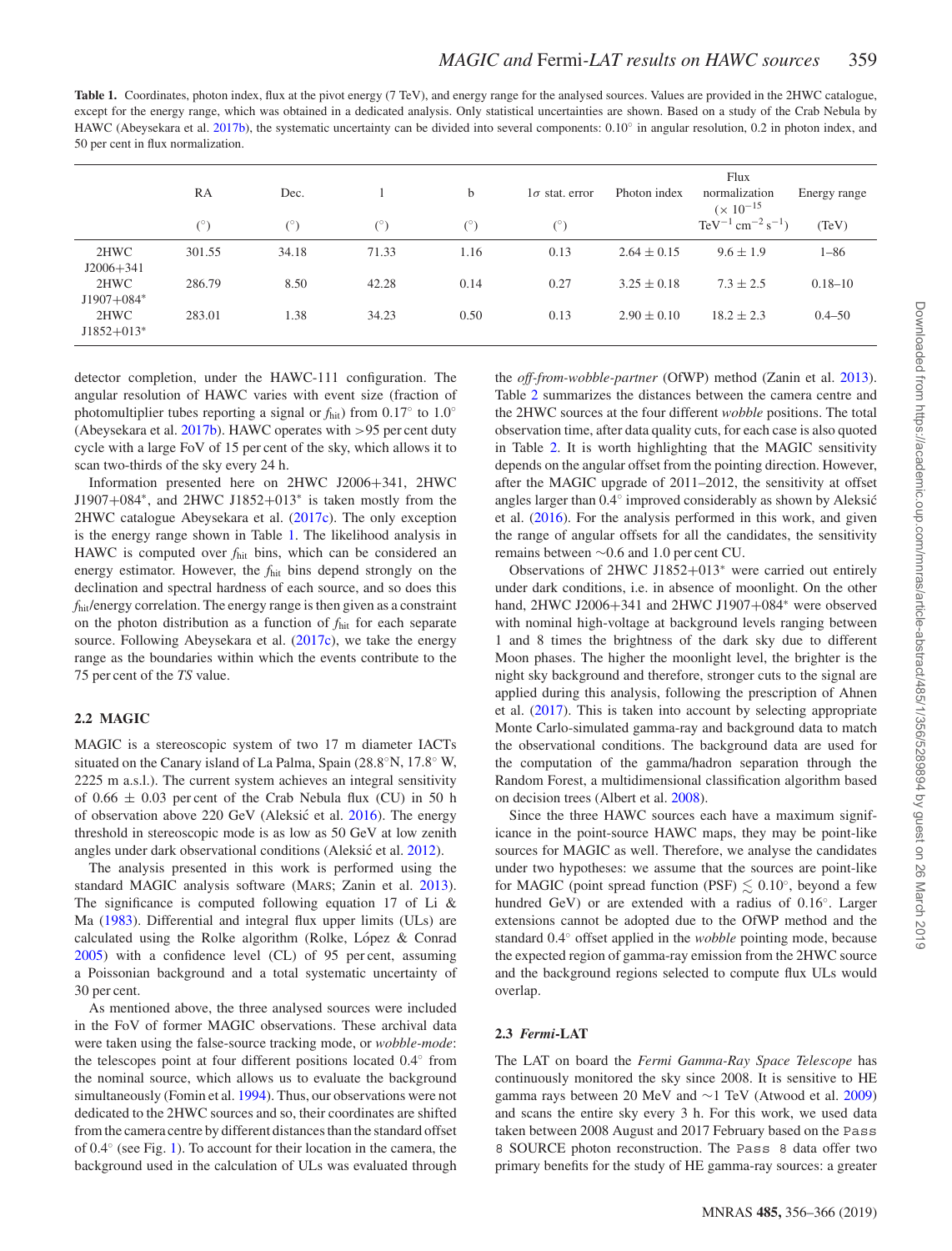**Table 1.** Coordinates, photon index, flux at the pivot energy (7 TeV), and energy range for the analysed sources. Values are provided in the 2HWC catalogue, except for the energy range, which was obtained in a dedicated analysis. Only statistical uncertainties are shown. Based on a study of the Crab Nebula by HAWC (Abeysekara et al. 2017b), the systematic uncertainty can be divided into several components: 0.10° in angular resolution, 0.2 in photon index, and 50 per cent in flux normalization.

| | RA | Dec. | l | b | 1σ stat. error | Photon index | Flux normalization ($\times 10^{-15}$ | Energy range |
|---|---|---|---|---|---|---|---|---|
| | (°) | (°) | (°) | (°) | (°) | | $\mathrm{TeV^{-1}\,cm^{-2}\,s^{-1}}$) | (TeV) |
| 2HWC J2006+341 | 301.55 | 34.18 | 71.33 | 1.16 | 0.13 | 2.64 ± 0.15 | 9.6 ± 1.9 | 1–86 |
| 2HWC J1907+084* | 286.79 | 8.50 | 42.28 | 0.14 | 0.27 | 3.25 ± 0.18 | 7.3 ± 2.5 | 0.18–10 |
| 2HWC J1852+013* | 283.01 | 1.38 | 34.23 | 0.50 | 0.13 | 2.90 ± 0.10 | 18.2 ± 2.3 | 0.4–50 |

detector completion, under the HAWC-111 configuration. The angular resolution of HAWC varies with event size (fraction of photomultiplier tubes reporting a signal or $f_{\mathrm{hit}}$) from 0.17° to 1.0° (Abeysekara et al. 2017b). HAWC operates with >95 per cent duty cycle with a large FoV of 15 per cent of the sky, which allows it to scan two-thirds of the sky every 24 h.

Information presented here on 2HWC J2006+341, 2HWC J1907+084*, and 2HWC J1852+013* is taken mostly from the 2HWC catalogue Abeysekara et al. (2017c). The only exception is the energy range shown in Table 1. The likelihood analysis in HAWC is computed over $f_{\mathrm{hit}}$ bins, which can be considered an energy estimator. However, the $f_{\mathrm{hit}}$ bins depend strongly on the declination and spectral hardness of each source, and so does this $f_{\mathrm{hit}}$/energy correlation. The energy range is then given as a constraint on the photon distribution as a function of $f_{\mathrm{hit}}$ for each separate source. Following Abeysekara et al. (2017c), we take the energy range as the boundaries within which the events contribute to the 75 per cent of the *TS* value.

### 2.2 MAGIC

MAGIC is a stereoscopic system of two 17 m diameter IACTs situated on the Canary island of La Palma, Spain (28.8°N, 17.8° W, 2225 m a.s.l.). The current system achieves an integral sensitivity of 0.66 ± 0.03 per cent of the Crab Nebula flux (CU) in 50 h of observation above 220 GeV (Aleksić et al. 2016). The energy threshold in stereoscopic mode is as low as 50 GeV at low zenith angles under dark observational conditions (Aleksić et al. 2012).

The analysis presented in this work is performed using the standard MAGIC analysis software (MARS; Zanin et al. 2013). The significance is computed following equation 17 of Li & Ma (1983). Differential and integral flux upper limits (ULs) are calculated using the Rolke algorithm (Rolke, López & Conrad 2005) with a confidence level (CL) of 95 per cent, assuming a Poissonian background and a total systematic uncertainty of 30 per cent.

As mentioned above, the three analysed sources were included in the FoV of former MAGIC observations. These archival data were taken using the false-source tracking mode, or *wobble-mode*: the telescopes point at four different positions located 0.4° from the nominal source, which allows us to evaluate the background simultaneously (Fomin et al. 1994). Thus, our observations were not dedicated to the 2HWC sources and so, their coordinates are shifted from the camera centre by different distances than the standard offset of 0.4° (see Fig. 1). To account for their location in the camera, the background used in the calculation of ULs was evaluated through the *off-from-wobble-partner* (OfWP) method (Zanin et al. 2013). Table 2 summarizes the distances between the camera centre and the 2HWC sources at the four different *wobble* positions. The total observation time, after data quality cuts, for each case is also quoted in Table 2. It is worth highlighting that the MAGIC sensitivity depends on the angular offset from the pointing direction. However, after the MAGIC upgrade of 2011–2012, the sensitivity at offset angles larger than 0.4° improved considerably as shown by Aleksić et al. (2016). For the analysis performed in this work, and given the range of angular offsets for all the candidates, the sensitivity remains between ~0.6 and 1.0 per cent CU.

Observations of 2HWC J1852+013* were carried out entirely under dark conditions, i.e. in absence of moonlight. On the other hand, 2HWC J2006+341 and 2HWC J1907+084* were observed with nominal high-voltage at background levels ranging between 1 and 8 times the brightness of the dark sky due to different Moon phases. The higher the moonlight level, the brighter is the night sky background and therefore, stronger cuts to the signal are applied during this analysis, following the prescription of Ahnen et al. (2017). This is taken into account by selecting appropriate Monte Carlo-simulated gamma-ray and background data to match the observational conditions. The background data are used for the computation of the gamma/hadron separation through the Random Forest, a multidimensional classification algorithm based on decision trees (Albert et al. 2008).

Since the three HAWC sources each have a maximum significance in the point-source HAWC maps, they may be point-like sources for MAGIC as well. Therefore, we analyse the candidates under two hypotheses: we assume that the sources are point-like for MAGIC (point spread function (PSF) $\lesssim 0.10°$, beyond a few hundred GeV) or are extended with a radius of 0.16°. Larger extensions cannot be adopted due to the OfWP method and the standard 0.4° offset applied in the *wobble* pointing mode, because the expected region of gamma-ray emission from the 2HWC source and the background regions selected to compute flux ULs would overlap.

### 2.3 *Fermi*-LAT

The LAT on board the *Fermi Gamma-Ray Space Telescope* has continuously monitored the sky since 2008. It is sensitive to HE gamma rays between 20 MeV and ~1 TeV (Atwood et al. 2009) and scans the entire sky every 3 h. For this work, we used data taken between 2008 August and 2017 February based on the `Pass 8` SOURCE photon reconstruction. The `Pass 8` data offer two primary benefits for the study of HE gamma-ray sources: a greater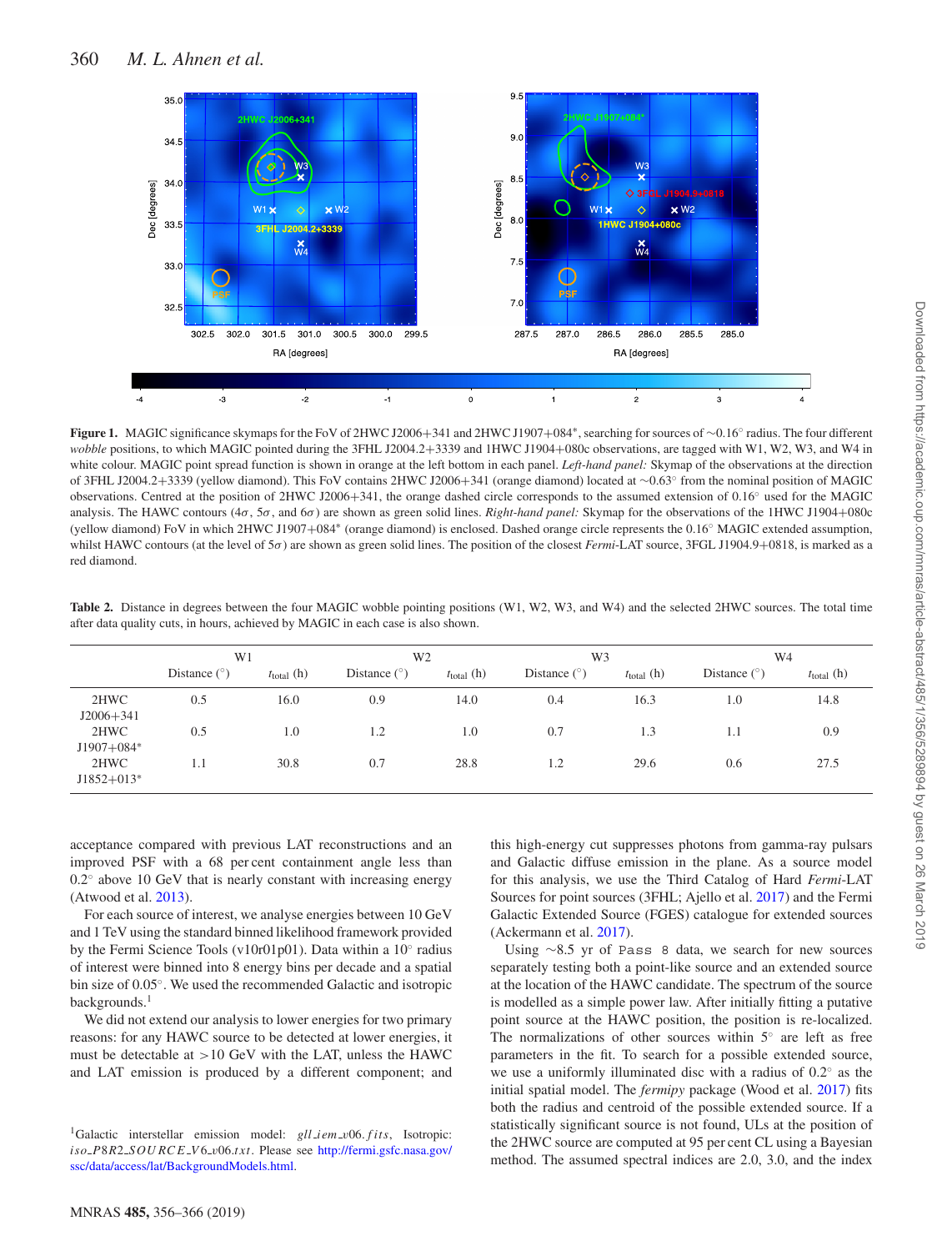**Figure 1.** MAGIC significance skymaps for the FoV of 2HWC J2006+341 and 2HWC J1907+084*, searching for sources of ∼0.16° radius. The four different *wobble* positions, to which MAGIC pointed during the 3FHL J2004.2+3339 and 1HWC J1904+080c observations, are tagged with W1, W2, W3, and W4 in white colour. MAGIC point spread function is shown in orange at the left bottom in each panel. *Left-hand panel:* Skymap of the observations at the direction of 3FHL J2004.2+3339 (yellow diamond). This FoV contains 2HWC J2006+341 (orange diamond) located at ∼0.63° from the nominal position of MAGIC observations. Centred at the position of 2HWC J2006+341, the orange dashed circle corresponds to the assumed extension of 0.16° used for the MAGIC analysis. The HAWC contours (4σ, 5σ, and 6σ) are shown as green solid lines. *Right-hand panel:* Skymap for the observations of the 1HWC J1904+080c (yellow diamond) FoV in which 2HWC J1907+084* (orange diamond) is enclosed. Dashed orange circle represents the 0.16° MAGIC extended assumption, whilst HAWC contours (at the level of 5σ) are shown as green solid lines. The position of the closest *Fermi*-LAT source, 3FGL J1904.9+0818, is marked as a red diamond.

**Table 2.** Distance in degrees between the four MAGIC wobble pointing positions (W1, W2, W3, and W4) and the selected 2HWC sources. The total time after data quality cuts, in hours, achieved by MAGIC in each case is also shown.

| | W1 | | W2 | | W3 | | W4 | |
|---|---|---|---|---|---|---|---|---|
| | Distance (°) | $t_{\rm total}$ (h) | Distance (°) | $t_{\rm total}$ (h) | Distance (°) | $t_{\rm total}$ (h) | Distance (°) | $t_{\rm total}$ (h) |
| 2HWC J2006+341 | 0.5 | 16.0 | 0.9 | 14.0 | 0.4 | 16.3 | 1.0 | 14.8 |
| 2HWC J1907+084* | 0.5 | 1.0 | 1.2 | 1.0 | 0.7 | 1.3 | 1.1 | 0.9 |
| 2HWC J1852+013* | 1.1 | 30.8 | 0.7 | 28.8 | 1.2 | 29.6 | 0.6 | 27.5 |

acceptance compared with previous LAT reconstructions and an improved PSF with a 68 per cent containment angle less than 0.2° above 10 GeV that is nearly constant with increasing energy (Atwood et al. 2013).

For each source of interest, we analyse energies between 10 GeV and 1 TeV using the standard binned likelihood framework provided by the Fermi Science Tools (v10r01p01). Data within a 10° radius of interest were binned into 8 energy bins per decade and a spatial bin size of 0.05°. We used the recommended Galactic and isotropic backgrounds.[1]

We did not extend our analysis to lower energies for two primary reasons: for any HAWC source to be detected at lower energies, it must be detectable at >10 GeV with the LAT, unless the HAWC and LAT emission is produced by a different component; and this high-energy cut suppresses photons from gamma-ray pulsars and Galactic diffuse emission in the plane. As a source model for this analysis, we use the Third Catalog of Hard *Fermi*-LAT Sources for point sources (3FHL; Ajello et al. 2017) and the Fermi Galactic Extended Source (FGES) catalogue for extended sources (Ackermann et al. 2017).

Using ∼8.5 yr of Pass 8 data, we search for new sources separately testing both a point-like source and an extended source at the location of the HAWC candidate. The spectrum of the source is modelled as a simple power law. After initially fitting a putative point source at the HAWC position, the position is re-localized. The normalizations of other sources within 5° are left as free parameters in the fit. To search for a possible extended source, we use a uniformly illuminated disc with a radius of 0.2° as the initial spatial model. The *fermipy* package (Wood et al. 2017) fits both the radius and centroid of the possible extended source. If a statistically significant source is not found, ULs at the position of the 2HWC source are computed at 95 per cent CL using a Bayesian method. The assumed spectral indices are 2.0, 3.0, and the index

[1] Galactic interstellar emission model: *gll_iem_v06.fits*, Isotropic: *iso_P8R2_SOURCE_V6_v06.txt*. Please see http://fermi.gsfc.nasa.gov/ssc/data/access/lat/BackgroundModels.html.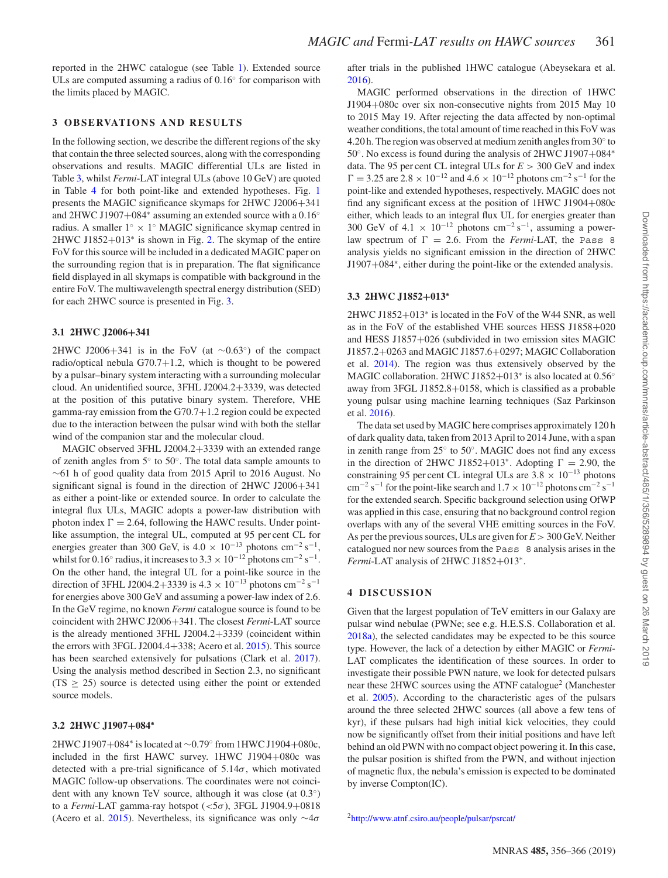reported in the 2HWC catalogue (see Table 1). Extended source ULs are computed assuming a radius of 0.16° for comparison with the limits placed by MAGIC.

## 3 OBSERVATIONS AND RESULTS

In the following section, we describe the different regions of the sky that contain the three selected sources, along with the corresponding observations and results. MAGIC differential ULs are listed in Table 3, whilst *Fermi*-LAT integral ULs (above 10 GeV) are quoted in Table 4 for both point-like and extended hypotheses. Fig. 1 presents the MAGIC significance skymaps for 2HWC J2006+341 and 2HWC J1907+084* assuming an extended source with a 0.16° radius. A smaller 1° × 1° MAGIC significance skymap centred in 2HWC J1852+013* is shown in Fig. 2. The skymap of the entire FoV for this source will be included in a dedicated MAGIC paper on the surrounding region that is in preparation. The flat significance field displayed in all skymaps is compatible with background in the entire FoV. The multiwavelength spectral energy distribution (SED) for each 2HWC source is presented in Fig. 3.

### 3.1 2HWC J2006+341

2HWC J2006+341 is in the FoV (at ∼0.63°) of the compact radio/optical nebula G70.7+1.2, which is thought to be powered by a pulsar–binary system interacting with a surrounding molecular cloud. An unidentified source, 3FHL J2004.2+3339, was detected at the position of this putative binary system. Therefore, VHE gamma-ray emission from the G70.7+1.2 region could be expected due to the interaction between the pulsar wind with both the stellar wind of the companion star and the molecular cloud.

MAGIC observed 3FHL J2004.2+3339 with an extended range of zenith angles from 5° to 50°. The total data sample amounts to ∼61 h of good quality data from 2015 April to 2016 August. No significant signal is found in the direction of 2HWC J2006+341 as either a point-like or extended source. In order to calculate the integral flux ULs, MAGIC adopts a power-law distribution with photon index $\Gamma = 2.64$, following the HAWC results. Under point-like assumption, the integral UL, computed at 95 per cent CL for energies greater than 300 GeV, is $4.0 \times 10^{-13}$ photons cm$^{-2}$ s$^{-1}$, whilst for 0.16° radius, it increases to $3.3 \times 10^{-12}$ photons cm$^{-2}$ s$^{-1}$. On the other hand, the integral UL for a point-like source in the direction of 3FHL J2004.2+3339 is $4.3 \times 10^{-13}$ photons cm$^{-2}$ s$^{-1}$ for energies above 300 GeV and assuming a power-law index of 2.6. In the GeV regime, no known *Fermi* catalogue source is found to be coincident with 2HWC J2006+341. The closest *Fermi*-LAT source is the already mentioned 3FHL J2004.2+3339 (coincident within the errors with 3FGL J2004.4+338; Acero et al. 2015). This source has been searched extensively for pulsations (Clark et al. 2017). Using the analysis method described in Section 2.3, no significant (TS ≥ 25) source is detected using either the point or extended source models.

### 3.2 2HWC J1907+084*

2HWC J1907+084* is located at ∼0.79° from 1HWC J1904+080c, included in the first HAWC survey. 1HWC J1904+080c was detected with a pre-trial significance of 5.14$\sigma$, which motivated MAGIC follow-up observations. The coordinates were not coincident with any known TeV source, although it was close (at 0.3°) to a *Fermi*-LAT gamma-ray hotspot (<5$\sigma$), 3FGL J1904.9+0818 (Acero et al. 2015). Nevertheless, its significance was only ∼4$\sigma$ after trials in the published 1HWC catalogue (Abeysekara et al. 2016).

MAGIC performed observations in the direction of 1HWC J1904+080c over six non-consecutive nights from 2015 May 10 to 2015 May 19. After rejecting the data affected by non-optimal weather conditions, the total amount of time reached in this FoV was 4.20 h. The region was observed at medium zenith angles from 30° to 50°. No excess is found during the analysis of 2HWC J1907+084* data. The 95 per cent CL integral ULs for $E > 300$ GeV and index $\Gamma = 3.25$ are $2.8 \times 10^{-12}$ and $4.6 \times 10^{-12}$ photons cm$^{-2}$ s$^{-1}$ for the point-like and extended hypotheses, respectively. MAGIC does not find any significant excess at the position of 1HWC J1904+080c either, which leads to an integral flux UL for energies greater than 300 GeV of $4.1 \times 10^{-12}$ photons cm$^{-2}$ s$^{-1}$, assuming a power-law spectrum of $\Gamma = 2.6$. From the *Fermi*-LAT, the Pass 8 analysis yields no significant emission in the direction of 2HWC J1907+084*, either during the point-like or the extended analysis.

### 3.3 2HWC J1852+013*

2HWC J1852+013* is located in the FoV of the W44 SNR, as well as in the FoV of the established VHE sources HESS J1858+020 and HESS J1857+026 (subdivided in two emission sites MAGIC J1857.2+0263 and MAGIC J1857.6+0297; MAGIC Collaboration et al. 2014). The region was thus extensively observed by the MAGIC collaboration. 2HWC J1852+013* is also located at 0.56° away from 3FGL J1852.8+0158, which is classified as a probable young pulsar using machine learning techniques (Saz Parkinson et al. 2016).

The data set used by MAGIC here comprises approximately 120 h of dark quality data, taken from 2013 April to 2014 June, with a span in zenith range from 25° to 50°. MAGIC does not find any excess in the direction of 2HWC J1852+013*. Adopting $\Gamma = 2.90$, the constraining 95 per cent CL integral ULs are $3.8 \times 10^{-13}$ photons cm$^{-2}$ s$^{-1}$ for the point-like search and $1.7 \times 10^{-12}$ photons cm$^{-2}$ s$^{-1}$ for the extended search. Specific background selection using OfWP was applied in this case, ensuring that no background control region overlaps with any of the several VHE emitting sources in the FoV. As per the previous sources, ULs are given for $E > 300$ GeV. Neither catalogued nor new sources from the Pass 8 analysis arises in the *Fermi*-LAT analysis of 2HWC J1852+013*.

## 4 DISCUSSION

Given that the largest population of TeV emitters in our Galaxy are pulsar wind nebulae (PWNe; see e.g. H.E.S.S. Collaboration et al. 2018a), the selected candidates may be expected to be this source type. However, the lack of a detection by either MAGIC or *Fermi*-LAT complicates the identification of these sources. In order to investigate their possible PWN nature, we look for detected pulsars near these 2HWC sources using the ATNF catalogue[2] (Manchester et al. 2005). According to the characteristic ages of the pulsars around the three selected 2HWC sources (all above a few tens of kyr), if these pulsars had high initial kick velocities, they could now be significantly offset from their initial positions and have left behind an old PWN with no compact object powering it. In this case, the pulsar position is shifted from the PWN, and without injection of magnetic flux, the nebula's emission is expected to be dominated by inverse Compton(IC).

[2] http://www.atnf.csiro.au/people/pulsar/psrcat/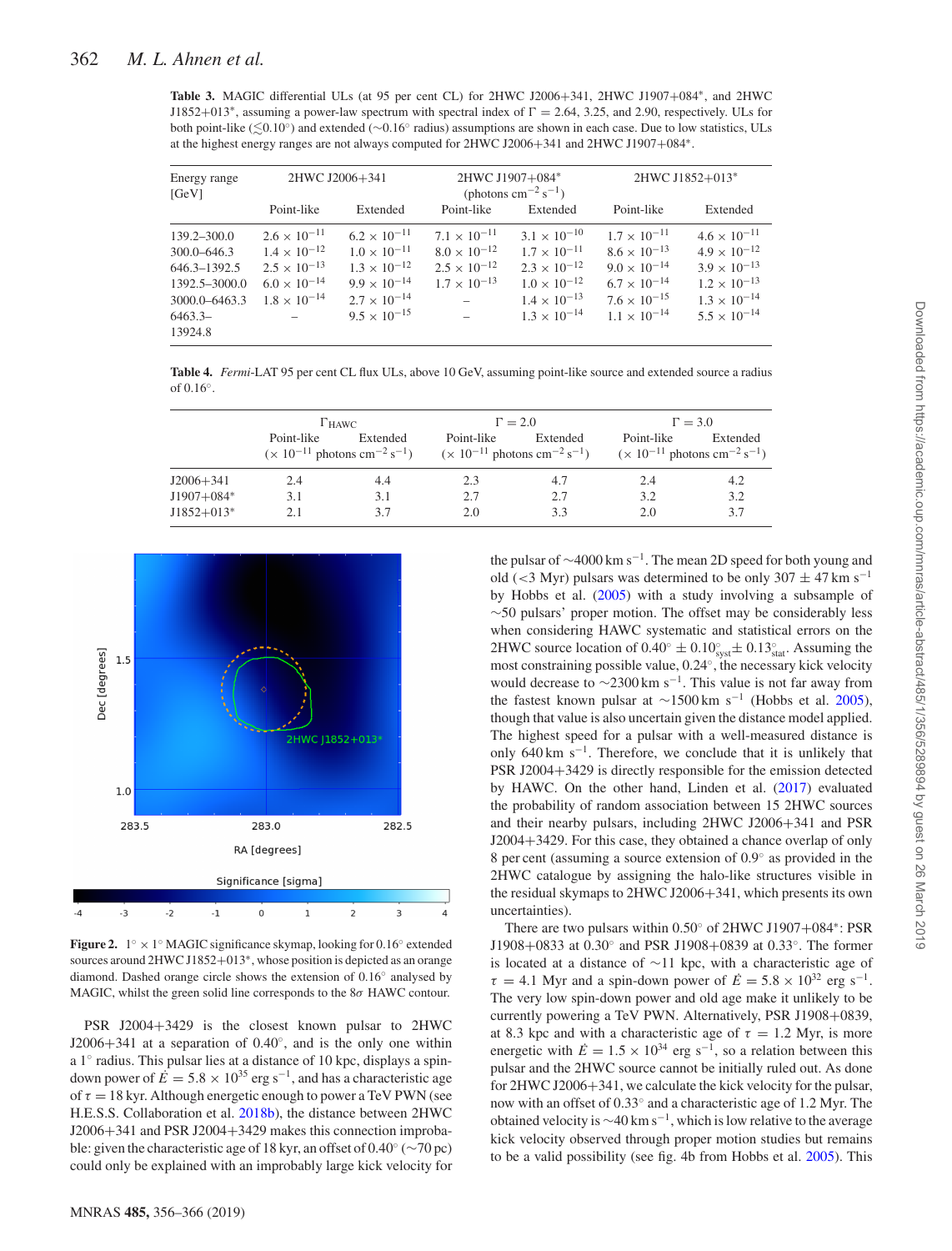**Table 3.** MAGIC differential ULs (at 95 per cent CL) for 2HWC J2006+341, 2HWC J1907+084*, and 2HWC J1852+013*, assuming a power-law spectrum with spectral index of Γ = 2.64, 3.25, and 2.90, respectively. ULs for both point-like ($\lesssim 0.10°$) and extended (∼0.16° radius) assumptions are shown in each case. Due to low statistics, ULs at the highest energy ranges are not always computed for 2HWC J2006+341 and 2HWC J1907+084*.

| Energy range [GeV] | 2HWC J2006+341 | | 2HWC J1907+084* (photons cm$^{-2}$ s$^{-1}$) | | 2HWC J1852+013* | |
|---|---|---|---|---|---|---|
| | Point-like | Extended | Point-like | Extended | Point-like | Extended |
| 139.2–300.0 | $2.6 \times 10^{-11}$ | $6.2 \times 10^{-11}$ | $7.1 \times 10^{-11}$ | $3.1 \times 10^{-10}$ | $1.7 \times 10^{-11}$ | $4.6 \times 10^{-11}$ |
| 300.0–646.3 | $1.4 \times 10^{-12}$ | $1.0 \times 10^{-11}$ | $8.0 \times 10^{-12}$ | $1.7 \times 10^{-11}$ | $8.6 \times 10^{-13}$ | $4.9 \times 10^{-12}$ |
| 646.3–1392.5 | $2.5 \times 10^{-13}$ | $1.3 \times 10^{-12}$ | $2.5 \times 10^{-12}$ | $2.3 \times 10^{-12}$ | $9.0 \times 10^{-14}$ | $3.9 \times 10^{-13}$ |
| 1392.5–3000.0 | $6.0 \times 10^{-14}$ | $9.9 \times 10^{-14}$ | $1.7 \times 10^{-13}$ | $1.0 \times 10^{-12}$ | $6.7 \times 10^{-14}$ | $1.2 \times 10^{-13}$ |
| 3000.0–6463.3 | $1.8 \times 10^{-14}$ | $2.7 \times 10^{-14}$ | – | $1.4 \times 10^{-13}$ | $7.6 \times 10^{-15}$ | $1.3 \times 10^{-14}$ |
| 6463.3–13924.8 | – | $9.5 \times 10^{-15}$ | – | $1.3 \times 10^{-14}$ | $1.1 \times 10^{-14}$ | $5.5 \times 10^{-14}$ |

**Table 4.** *Fermi*-LAT 95 per cent CL flux ULs, above 10 GeV, assuming point-like source and extended source a radius of 0.16°.

| | $\Gamma_{\rm HAWC}$ | | Γ = 2.0 | | Γ = 3.0 | |
|---|---|---|---|---|---|---|
| | Point-like | Extended | Point-like | Extended | Point-like | Extended |
| | ($\times 10^{-11}$ photons cm$^{-2}$ s$^{-1}$) | | ($\times 10^{-11}$ photons cm$^{-2}$ s$^{-1}$) | | ($\times 10^{-11}$ photons cm$^{-2}$ s$^{-1}$) | |
| J2006+341 | 2.4 | 4.4 | 2.3 | 4.7 | 2.4 | 4.2 |
| J1907+084* | 3.1 | 3.1 | 2.7 | 2.7 | 3.2 | 3.2 |
| J1852+013* | 2.1 | 3.7 | 2.0 | 3.3 | 2.0 | 3.7 |

**Figure 2.** 1° × 1° MAGIC significance skymap, looking for 0.16° extended sources around 2HWC J1852+013*, whose position is depicted as an orange diamond. Dashed orange circle shows the extension of 0.16° analysed by MAGIC, whilst the green solid line corresponds to the 8σ HAWC contour.

PSR J2004+3429 is the closest known pulsar to 2HWC J2006+341 at a separation of 0.40°, and is the only one within a 1° radius. This pulsar lies at a distance of 10 kpc, displays a spin-down power of $\dot{E} = 5.8 \times 10^{35}$ erg s$^{-1}$, and has a characteristic age of $\tau = 18$ kyr. Although energetic enough to power a TeV PWN (see H.E.S.S. Collaboration et al. 2018b), the distance between 2HWC J2006+341 and PSR J2004+3429 makes this connection improbable: given the characteristic age of 18 kyr, an offset of 0.40° (∼70 pc) could only be explained with an improbably large kick velocity for the pulsar of ∼4000 km s$^{-1}$. The mean 2D speed for both young and old (<3 Myr) pulsars was determined to be only 307 ± 47 km s$^{-1}$ by Hobbs et al. (2005) with a study involving a subsample of ∼50 pulsars' proper motion. The offset may be considerably less when considering HAWC systematic and statistical errors on the 2HWC source location of $0.40° \pm 0.10°_{\rm syst} \pm 0.13°_{\rm stat}$. Assuming the most constraining possible value, 0.24°, the necessary kick velocity would decrease to ∼2300 km s$^{-1}$. This value is not far away from the fastest known pulsar at ∼1500 km s$^{-1}$ (Hobbs et al. 2005), though that value is also uncertain given the distance model applied. The highest speed for a pulsar with a well-measured distance is only 640 km s$^{-1}$. Therefore, we conclude that it is unlikely that PSR J2004+3429 is directly responsible for the emission detected by HAWC. On the other hand, Linden et al. (2017) evaluated the probability of random association between 15 2HWC sources and their nearby pulsars, including 2HWC J2006+341 and PSR J2004+3429. For this case, they obtained a chance overlap of only 8 per cent (assuming a source extension of 0.9° as provided in the 2HWC catalogue by assigning the halo-like structures visible in the residual skymaps to 2HWC J2006+341, which presents its own uncertainties).

There are two pulsars within 0.50° of 2HWC J1907+084*: PSR J1908+0833 at 0.30° and PSR J1908+0839 at 0.33°. The former is located at a distance of ∼11 kpc, with a characteristic age of $\tau = 4.1$ Myr and a spin-down power of $\dot{E} = 5.8 \times 10^{32}$ erg s$^{-1}$. The very low spin-down power and old age make it unlikely to be currently powering a TeV PWN. Alternatively, PSR J1908+0839, at 8.3 kpc and with a characteristic age of $\tau = 1.2$ Myr, is more energetic with $\dot{E} = 1.5 \times 10^{34}$ erg s$^{-1}$, so a relation between this pulsar and the 2HWC source cannot be initially ruled out. As done for 2HWC J2006+341, we calculate the kick velocity for the pulsar, now with an offset of 0.33° and a characteristic age of 1.2 Myr. The obtained velocity is ∼40 km s$^{-1}$, which is low relative to the average kick velocity observed through proper motion studies but remains to be a valid possibility (see fig. 4b from Hobbs et al. 2005). This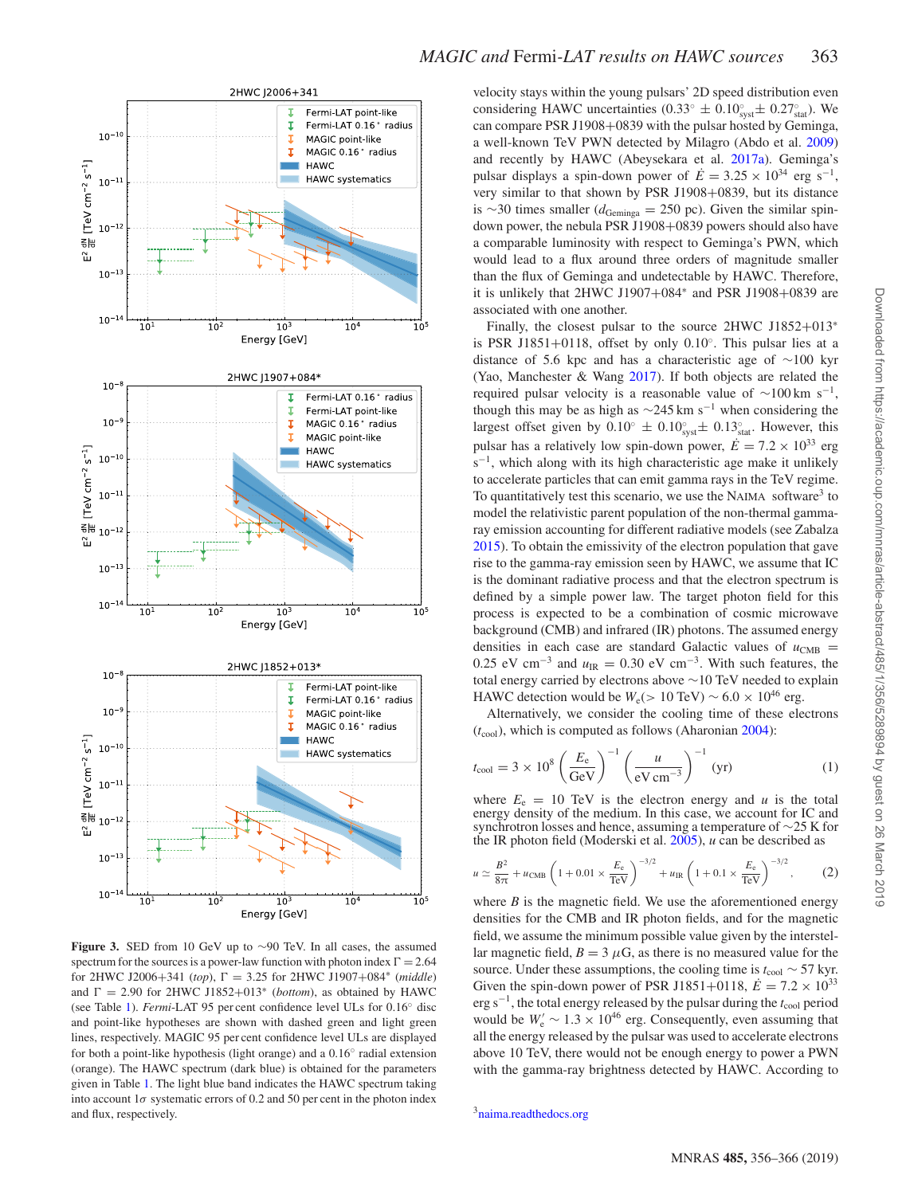velocity stays within the young pulsars' 2D speed distribution even considering HAWC uncertainties ($0.33^{\circ} \pm 0.10^{\circ}_{\rm syst} \pm 0.27^{\circ}_{\rm stat}$). We can compare PSR J1908+0839 with the pulsar hosted by Geminga, a well-known TeV PWN detected by Milagro (Abdo et al. 2009) and recently by HAWC (Abeysekara et al. 2017a). Geminga's pulsar displays a spin-down power of $\dot{E} = 3.25 \times 10^{34}$ erg s$^{-1}$, very similar to that shown by PSR J1908+0839, but its distance is ∼30 times smaller ($d_{\rm Geminga} = 250$ pc). Given the similar spin-down power, the nebula PSR J1908+0839 powers should also have a comparable luminosity with respect to Geminga's PWN, which would lead to a flux around three orders of magnitude smaller than the flux of Geminga and undetectable by HAWC. Therefore, it is unlikely that 2HWC J1907+084* and PSR J1908+0839 are associated with one another.

Finally, the closest pulsar to the source 2HWC J1852+013* is PSR J1851+0118, offset by only 0.10°. This pulsar lies at a distance of 5.6 kpc and has a characteristic age of ∼100 kyr (Yao, Manchester & Wang 2017). If both objects are related the required pulsar velocity is a reasonable value of ∼100 km s$^{-1}$, though this may be as high as ∼245 km s$^{-1}$ when considering the largest offset given by $0.10^{\circ} \pm 0.10^{\circ}_{\rm syst} \pm 0.13^{\circ}_{\rm stat}$. However, this pulsar has a relatively low spin-down power, $\dot{E} = 7.2 \times 10^{33}$ erg s$^{-1}$, which along with its high characteristic age make it unlikely to accelerate particles that can emit gamma rays in the TeV regime. To quantitatively test this scenario, we use the NAIMA software[3] to model the relativistic parent population of the non-thermal gamma-ray emission accounting for different radiative models (see Zabalza 2015). To obtain the emissivity of the electron population that gave rise to the gamma-ray emission seen by HAWC, we assume that IC is the dominant radiative process and that the electron spectrum is defined by a simple power law. The target photon field for this process is expected to be a combination of cosmic microwave background (CMB) and infrared (IR) photons. The assumed energy densities in each case are standard Galactic values of $u_{\rm CMB} = 0.25$ eV cm$^{-3}$ and $u_{\rm IR} = 0.30$ eV cm$^{-3}$. With such features, the total energy carried by electrons above ∼10 TeV needed to explain HAWC detection would be $W_{\rm e}(> 10\ {\rm TeV}) \sim 6.0 \times 10^{46}$ erg.

Alternatively, we consider the cooling time of these electrons ($t_{\rm cool}$), which is computed as follows (Aharonian 2004):

$$t_{\rm cool} = 3 \times 10^{8} \left(\frac{E_{\rm e}}{\rm GeV}\right)^{-1} \left(\frac{u}{\rm eV\ cm^{-3}}\right)^{-1}\ ({\rm yr}) \qquad (1)$$

where $E_{\rm e} = 10$ TeV is the electron energy and $u$ is the total energy density of the medium. In this case, we account for IC and synchrotron losses and hence, assuming a temperature of ∼25 K for the IR photon field (Moderski et al. 2005), $u$ can be described as

$$u \simeq \frac{B^2}{8\pi} + u_{\rm CMB}\left(1 + 0.01 \times \frac{E_{\rm e}}{\rm TeV}\right)^{-3/2} + u_{\rm IR}\left(1 + 0.1 \times \frac{E_{\rm e}}{\rm TeV}\right)^{-3/2}, \qquad (2)$$

where $B$ is the magnetic field. We use the aforementioned energy densities for the CMB and IR photon fields, and for the magnetic field, we assume the minimum possible value given by the interstellar magnetic field, $B = 3\ \mu$G, as there is no measured value for the source. Under these assumptions, the cooling time is $t_{\rm cool} \sim 57$ kyr. Given the spin-down power of PSR J1851+0118, $\dot{E} = 7.2 \times 10^{33}$ erg s$^{-1}$, the total energy released by the pulsar during the $t_{\rm cool}$ period would be $W'_{\rm e} \sim 1.3 \times 10^{46}$ erg. Consequently, even assuming that all the energy released by the pulsar was used to accelerate electrons above 10 TeV, there would not be enough energy to power a PWN with the gamma-ray brightness detected by HAWC. According to

**Figure 3.** SED from 10 GeV up to ∼90 TeV. In all cases, the assumed spectrum for the sources is a power-law function with photon index $\Gamma = 2.64$ for 2HWC J2006+341 (*top*), $\Gamma = 3.25$ for 2HWC J1907+084* (*middle*) and $\Gamma = 2.90$ for 2HWC J1852+013* (*bottom*), as obtained by HAWC (see Table 1). *Fermi*-LAT 95 per cent confidence level ULs for 0.16° disc and point-like hypotheses are shown with dashed green and light green lines, respectively. MAGIC 95 per cent confidence level ULs are displayed for both a point-like hypothesis (light orange) and a 0.16° radial extension (orange). The HAWC spectrum (dark blue) is obtained for the parameters given in Table 1. The light blue band indicates the HAWC spectrum taking into account 1σ systematic errors of 0.2 and 50 per cent in the photon index and flux, respectively.

[3] naima.readthedocs.org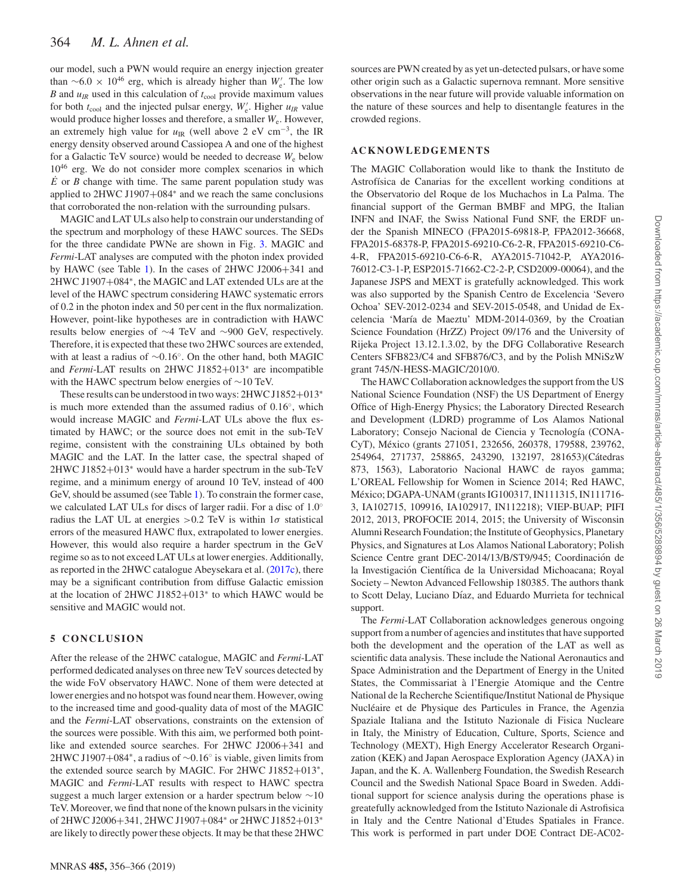our model, such a PWN would require an energy injection greater than $\sim 6.0 \times 10^{46}$ erg, which is already higher than $W'_e$. The low $B$ and $u_{IR}$ used in this calculation of $t_{cool}$ provide maximum values for both $t_{cool}$ and the injected pulsar energy, $W'_e$. Higher $u_{IR}$ value would produce higher losses and therefore, a smaller $W_e$. However, an extremely high value for $u_{IR}$ (well above 2 eV cm$^{-3}$, the IR energy density observed around Cassiopea A and one of the highest for a Galactic TeV source) would be needed to decrease $W_e$ below $10^{46}$ erg. We do not consider more complex scenarios in which $\dot{E}$ or $B$ change with time. The same parent population study was applied to 2HWC J1907+084* and we reach the same conclusions that corroborated the non-relation with the surrounding pulsars.

MAGIC and LAT ULs also help to constrain our understanding of the spectrum and morphology of these HAWC sources. The SEDs for the three candidate PWNe are shown in Fig. 3. MAGIC and *Fermi*-LAT analyses are computed with the photon index provided by HAWC (see Table 1). In the cases of 2HWC J2006+341 and 2HWC J1907+084*, the MAGIC and LAT extended ULs are at the level of the HAWC spectrum considering HAWC systematic errors of 0.2 in the photon index and 50 per cent in the flux normalization. However, point-like hypotheses are in contradiction with HAWC results below energies of ∼4 TeV and ∼900 GeV, respectively. Therefore, it is expected that these two 2HWC sources are extended, with at least a radius of ∼0.16°. On the other hand, both MAGIC and *Fermi*-LAT results on 2HWC J1852+013* are incompatible with the HAWC spectrum below energies of ∼10 TeV.

These results can be understood in two ways: 2HWC J1852+013* is much more extended than the assumed radius of 0.16°, which would increase MAGIC and *Fermi*-LAT ULs above the flux estimated by HAWC; or the source does not emit in the sub-TeV regime, consistent with the constraining ULs obtained by both MAGIC and the LAT. In the latter case, the spectral shaped of 2HWC J1852+013* would have a harder spectrum in the sub-TeV regime, and a minimum energy of around 10 TeV, instead of 400 GeV, should be assumed (see Table 1). To constrain the former case, we calculated LAT ULs for discs of larger radii. For a disc of 1.0° radius the LAT UL at energies >0.2 TeV is within 1$\sigma$ statistical errors of the measured HAWC flux, extrapolated to lower energies. However, this would also require a harder spectrum in the GeV regime so as to not exceed LAT ULs at lower energies. Additionally, as reported in the 2HWC catalogue Abeysekara et al. (2017c), there may be a significant contribution from diffuse Galactic emission at the location of 2HWC J1852+013* to which HAWC would be sensitive and MAGIC would not.

## 5 CONCLUSION

After the release of the 2HWC catalogue, MAGIC and *Fermi*-LAT performed dedicated analyses on three new TeV sources detected by the wide FoV observatory HAWC. None of them were detected at lower energies and no hotspot was found near them. However, owing to the increased time and good-quality data of most of the MAGIC and the *Fermi*-LAT observations, constraints on the extension of the sources were possible. With this aim, we performed both point-like and extended source searches. For 2HWC J2006+341 and 2HWC J1907+084*, a radius of ∼0.16° is viable, given limits from the extended source search by MAGIC. For 2HWC J1852+013*, MAGIC and *Fermi*-LAT results with respect to HAWC spectra suggest a much larger extension or a harder spectrum below ∼10 TeV. Moreover, we find that none of the known pulsars in the vicinity of 2HWC J2006+341, 2HWC J1907+084* or 2HWC J1852+013* are likely to directly power these objects. It may be that these 2HWC sources are PWN created by as yet un-detected pulsars, or have some other origin such as a Galactic supernova remnant. More sensitive observations in the near future will provide valuable information on the nature of these sources and help to disentangle features in the crowded regions.

## ACKNOWLEDGEMENTS

The MAGIC Collaboration would like to thank the Instituto de Astrofísica de Canarias for the excellent working conditions at the Observatorio del Roque de los Muchachos in La Palma. The financial support of the German BMBF and MPG, the Italian INFN and INAF, the Swiss National Fund SNF, the ERDF under the Spanish MINECO (FPA2015-69818-P, FPA2012-36668, FPA2015-68378-P, FPA2015-69210-C6-2-R, FPA2015-69210-C6-4-R, FPA2015-69210-C6-6-R, AYA2015-71042-P, AYA2016-76012-C3-1-P, ESP2015-71662-C2-2-P, CSD2009-00064), and the Japanese JSPS and MEXT is gratefully acknowledged. This work was also supported by the Spanish Centro de Excelencia 'Severo Ochoa' SEV-2012-0234 and SEV-2015-0548, and Unidad de Excelencia 'María de Maeztu' MDM-2014-0369, by the Croatian Science Foundation (HrZZ) Project 09/176 and the University of Rijeka Project 13.12.1.3.02, by the DFG Collaborative Research Centers SFB823/C4 and SFB876/C3, and by the Polish MNiSzW grant 745/N-HESS-MAGIC/2010/0.

The HAWC Collaboration acknowledges the support from the US National Science Foundation (NSF) the US Department of Energy Office of High-Energy Physics; the Laboratory Directed Research and Development (LDRD) programme of Los Alamos National Laboratory; Consejo Nacional de Ciencia y Tecnología (CONACyT), México (grants 271051, 232656, 260378, 179588, 239762, 254964, 271737, 258865, 243290, 132197, 281653)(Cátedras 873, 1563), Laboratorio Nacional HAWC de rayos gamma; L'OREAL Fellowship for Women in Science 2014; Red HAWC, México; DGAPA-UNAM (grants IG100317, IN111315, IN111716-3, IA102715, 109916, IA102917, IN112218); VIEP-BUAP; PIFI 2012, 2013, PROFOCIE 2014, 2015; the University of Wisconsin Alumni Research Foundation; the Institute of Geophysics, Planetary Physics, and Signatures at Los Alamos National Laboratory; Polish Science Centre grant DEC-2014/13/B/ST9/945; Coordinación de la Investigación Científica de la Universidad Michoacana; Royal Society – Newton Advanced Fellowship 180385. The authors thank to Scott Delay, Luciano Díaz, and Eduardo Murrieta for technical support.

The *Fermi*-LAT Collaboration acknowledges generous ongoing support from a number of agencies and institutes that have supported both the development and the operation of the LAT as well as scientific data analysis. These include the National Aeronautics and Space Administration and the Department of Energy in the United States, the Commissariat à l'Energie Atomique and the Centre National de la Recherche Scientifique/Institut National de Physique Nucléaire et de Physique des Particules in France, the Agenzia Spaziale Italiana and the Istituto Nazionale di Fisica Nucleare in Italy, the Ministry of Education, Culture, Sports, Science and Technology (MEXT), High Energy Accelerator Research Organization (KEK) and Japan Aerospace Exploration Agency (JAXA) in Japan, and the K. A. Wallenberg Foundation, the Swedish Research Council and the Swedish National Space Board in Sweden. Additional support for science analysis during the operations phase is greatefully acknowledged from the Istituto Nazionale di Astrofisica in Italy and the Centre National d'Etudes Spatiales in France. This work is performed in part under DOE Contract DE-AC02-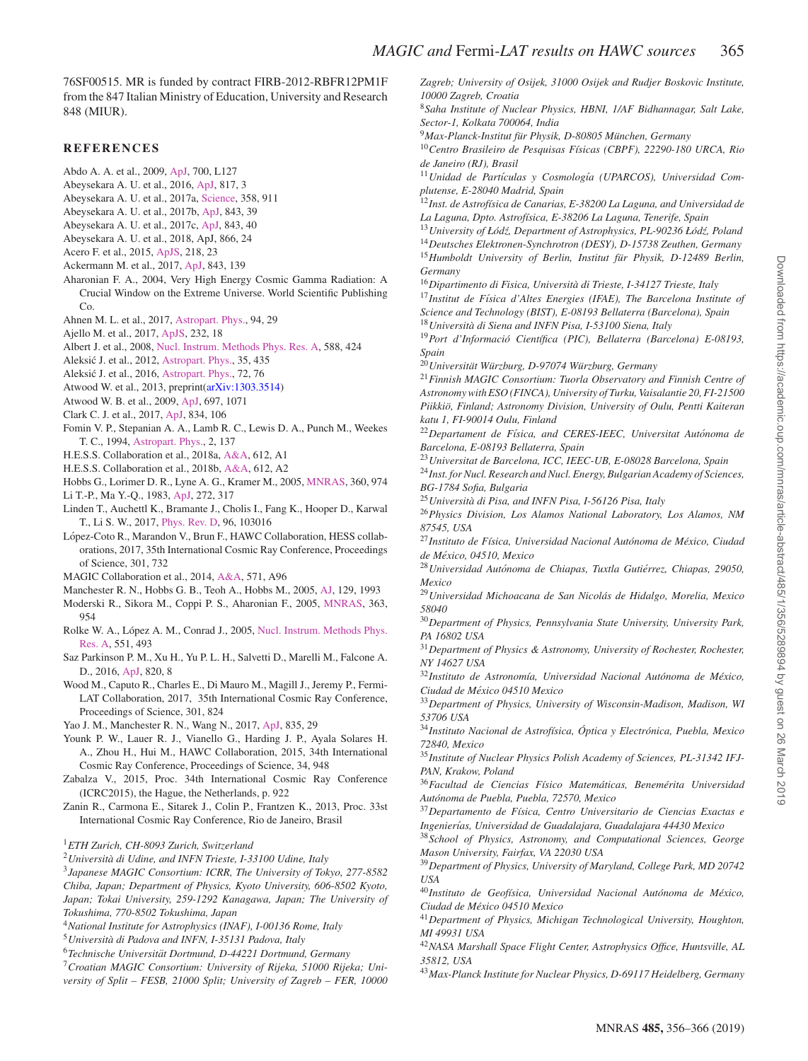76SF00515. MR is funded by contract FIRB-2012-RBFR12PM1F from the 847 Italian Ministry of Education, University and Research 848 (MIUR).

## REFERENCES

Abdo A. A. et al., 2009, ApJ, 700, L127

Abeysekara A. U. et al., 2016, ApJ, 817, 3

Abeysekara A. U. et al., 2017a, Science, 358, 911

Abeysekara A. U. et al., 2017b, ApJ, 843, 39

Abeysekara A. U. et al., 2017c, ApJ, 843, 40

Abeysekara A. U. et al., 2018, ApJ, 866, 24

Acero F. et al., 2015, ApJS, 218, 23

Ackermann M. et al., 2017, ApJ, 843, 139

Aharonian F. A., 2004, Very High Energy Cosmic Gamma Radiation: A Crucial Window on the Extreme Universe. World Scientific Publishing Co.

Ahnen M. L. et al., 2017, Astropart. Phys., 94, 29

Ajello M. et al., 2017, ApJS, 232, 18

Albert J. et al., 2008, Nucl. Instrum. Methods Phys. Res. A, 588, 424

Aleksić J. et al., 2012, Astropart. Phys., 35, 435

Aleksić J. et al., 2016, Astropart. Phys., 72, 76

Atwood W. et al., 2013, preprint(arXiv:1303.3514)

Atwood W. B. et al., 2009, ApJ, 697, 1071

Clark C. J. et al., 2017, ApJ, 834, 106

Fomin V. P., Stepanian A. A., Lamb R. C., Lewis D. A., Punch M., Weekes T. C., 1994, Astropart. Phys., 2, 137

H.E.S.S. Collaboration et al., 2018a, A&A, 612, A1

H.E.S.S. Collaboration et al., 2018b, A&A, 612, A2

Hobbs G., Lorimer D. R., Lyne A. G., Kramer M., 2005, MNRAS, 360, 974

Li T.-P., Ma Y.-Q., 1983, ApJ, 272, 317

Linden T., Auchettl K., Bramante J., Cholis I., Fang K., Hooper D., Karwal T., Li S. W., 2017, Phys. Rev. D, 96, 103016

López-Coto R., Marandon V., Brun F., HAWC Collaboration, HESS collaborations, 2017, 35th International Cosmic Ray Conference, Proceedings of Science, 301, 732

MAGIC Collaboration et al., 2014, A&A, 571, A96

Manchester R. N., Hobbs G. B., Teoh A., Hobbs M., 2005, AJ, 129, 1993

Moderski R., Sikora M., Coppi P. S., Aharonian F., 2005, MNRAS, 363, 954

Rolke W. A., López A. M., Conrad J., 2005, Nucl. Instrum. Methods Phys. Res. A, 551, 493

Saz Parkinson P. M., Xu H., Yu P. L. H., Salvetti D., Marelli M., Falcone A. D., 2016, ApJ, 820, 8

Wood M., Caputo R., Charles E., Di Mauro M., Magill J., Jeremy P., Fermi-LAT Collaboration, 2017, 35th International Cosmic Ray Conference, Proceedings of Science, 301, 824

Yao J. M., Manchester R. N., Wang N., 2017, ApJ, 835, 29

Younk P. W., Lauer R. J., Vianello G., Harding J. P., Ayala Solares H. A., Zhou H., Hui M., HAWC Collaboration, 2015, 34th International Cosmic Ray Conference, Proceedings of Science, 34, 948

Zabalza V., 2015, Proc. 34th International Cosmic Ray Conference (ICRC2015), the Hague, the Netherlands, p. 922

Zanin R., Carmona E., Sitarek J., Colin P., Frantzen K., 2013, Proc. 33st International Cosmic Ray Conference, Rio de Janeiro, Brasil

[1]*ETH Zurich, CH-8093 Zurich, Switzerland*

[2]*Università di Udine, and INFN Trieste, I-33100 Udine, Italy*

[3]*Japanese MAGIC Consortium: ICRR, The University of Tokyo, 277-8582 Chiba, Japan; Department of Physics, Kyoto University, 606-8502 Kyoto, Japan; Tokai University, 259-1292 Kanagawa, Japan; The University of Tokushima, 770-8502 Tokushima, Japan*

[4]*National Institute for Astrophysics (INAF), I-00136 Rome, Italy*

[5]*Università di Padova and INFN, I-35131 Padova, Italy*

[6]*Technische Universität Dortmund, D-44221 Dortmund, Germany*

[7]*Croatian MAGIC Consortium: University of Rijeka, 51000 Rijeka; University of Split – FESB, 21000 Split; University of Zagreb – FER, 10000 Zagreb; University of Osijek, 31000 Osijek and Rudjer Boskovic Institute, 10000 Zagreb, Croatia*

[8]*Saha Institute of Nuclear Physics, HBNI, 1/AF Bidhannagar, Salt Lake, Sector-1, Kolkata 700064, India*

[9]*Max-Planck-Institut für Physik, D-80805 München, Germany*

[10]*Centro Brasileiro de Pesquisas Físicas (CBPF), 22290-180 URCA, Rio de Janeiro (RJ), Brasil*

[11]*Unidad de Partículas y Cosmología (UPARCOS), Universidad Complutense, E-28040 Madrid, Spain*

[12]*Inst. de Astrofísica de Canarias, E-38200 La Laguna, and Universidad de La Laguna, Dpto. Astrofísica, E-38206 La Laguna, Tenerife, Spain*

[13]*University of Łódź, Department of Astrophysics, PL-90236 Łódź, Poland*

[14]*Deutsches Elektronen-Synchrotron (DESY), D-15738 Zeuthen, Germany*

[15]*Humboldt University of Berlin, Institut für Physik, D-12489 Berlin, Germany*

[16]*Dipartimento di Fisica, Università di Trieste, I-34127 Trieste, Italy*

[17]*Institut de Física d'Altes Energies (IFAE), The Barcelona Institute of Science and Technology (BIST), E-08193 Bellaterra (Barcelona), Spain*

[18]*Università di Siena and INFN Pisa, I-53100 Siena, Italy*

[19]*Port d'Informació Científica (PIC), Bellaterra (Barcelona) E-08193, Spain*

[20]*Universität Würzburg, D-97074 Würzburg, Germany*

[21]*Finnish MAGIC Consortium: Tuorla Observatory and Finnish Centre of Astronomy with ESO (FINCA), University of Turku, Vaisalantie 20, FI-21500 Piikkiö, Finland; Astronomy Division, University of Oulu, Pentti Kaiteran katu 1, FI-90014 Oulu, Finland*

[22]*Departament de Física, and CERES-IEEC, Universitat Autónoma de Barcelona, E-08193 Bellaterra, Spain*

[23]*Universitat de Barcelona, ICC, IEEC-UB, E-08028 Barcelona, Spain*

[24]*Inst. for Nucl. Research and Nucl. Energy, Bulgarian Academy of Sciences, BG-1784 Sofia, Bulgaria*

[25]*Università di Pisa, and INFN Pisa, I-56126 Pisa, Italy*

[26]*Physics Division, Los Alamos National Laboratory, Los Alamos, NM 87545, USA*

[27]*Instituto de Física, Universidad Nacional Autónoma de México, Ciudad de México, 04510, Mexico*

[28]*Universidad Autónoma de Chiapas, Tuxtla Gutiérrez, Chiapas, 29050, Mexico*

[29]*Universidad Michoacana de San Nicolás de Hidalgo, Morelia, Mexico 58040*

[30]*Department of Physics, Pennsylvania State University, University Park, PA 16802 USA*

[31]*Department of Physics & Astronomy, University of Rochester, Rochester, NY 14627 USA*

[32]*Instituto de Astronomía, Universidad Nacional Autónoma de México, Ciudad de México 04510 Mexico*

[33]*Department of Physics, University of Wisconsin-Madison, Madison, WI 53706 USA*

[34]*Instituto Nacional de Astrofísica, Óptica y Electrónica, Puebla, Mexico 72840, Mexico*

[35]*Institute of Nuclear Physics Polish Academy of Sciences, PL-31342 IFJ-PAN, Krakow, Poland*

[36]*Facultad de Ciencias Físico Matemáticas, Benemérita Universidad Autónoma de Puebla, Puebla, 72570, Mexico*

[37]*Departamento de Física, Centro Universitario de Ciencias Exactas e Ingenierías, Universidad de Guadalajara, Guadalajara 44430 Mexico*

[38]*School of Physics, Astronomy, and Computational Sciences, George Mason University, Fairfax, VA 22030 USA*

[39]*Department of Physics, University of Maryland, College Park, MD 20742 USA*

[40]*Instituto de Geofísica, Universidad Nacional Autónoma de México, Ciudad de México 04510 Mexico*

[41]*Department of Physics, Michigan Technological University, Houghton, MI 49931 USA*

[42]*NASA Marshall Space Flight Center, Astrophysics Office, Huntsville, AL 35812, USA*

[43]*Max-Planck Institute for Nuclear Physics, D-69117 Heidelberg, Germany*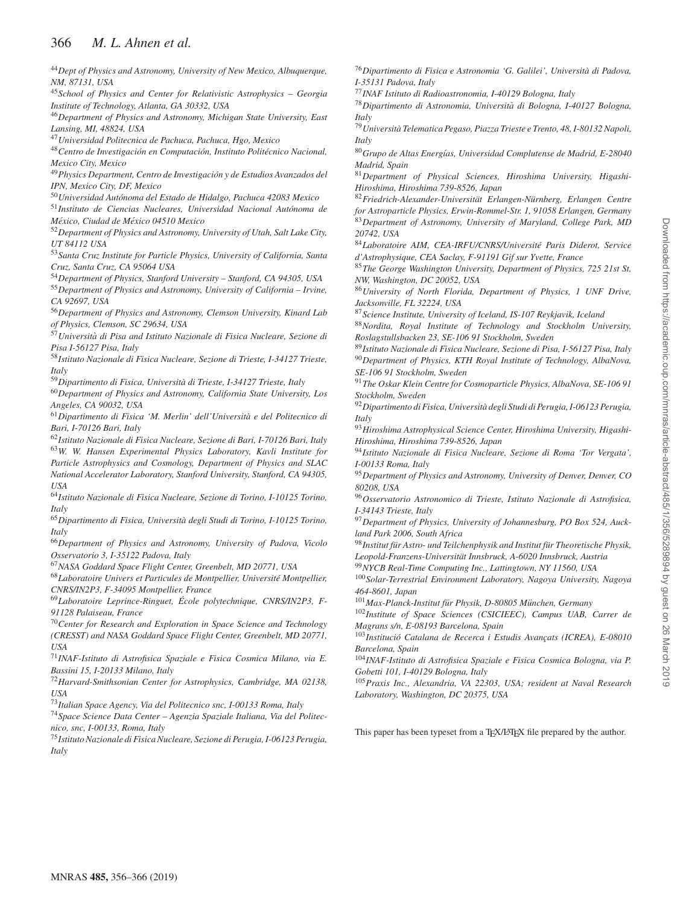[44]*Dept of Physics and Astronomy, University of New Mexico, Albuquerque, NM, 87131, USA*
[45]*School of Physics and Center for Relativistic Astrophysics – Georgia Institute of Technology, Atlanta, GA 30332, USA*
[46]*Department of Physics and Astronomy, Michigan State University, East Lansing, MI, 48824, USA*
[47]*Universidad Politecnica de Pachuca, Pachuca, Hgo, Mexico*
[48]*Centro de Investigación en Computación, Instituto Politécnico Nacional, Mexico City, Mexico*
[49]*Physics Department, Centro de Investigación y de Estudios Avanzados del IPN, Mexico City, DF, Mexico*
[50]*Universidad Autónoma del Estado de Hidalgo, Pachuca 42083 Mexico*
[51]*Instituto de Ciencias Nucleares, Universidad Nacional Autónoma de México, Ciudad de México 04510 Mexico*
[52]*Department of Physics and Astronomy, University of Utah, Salt Lake City, UT 84112 USA*
[53]*Santa Cruz Institute for Particle Physics, University of California, Santa Cruz, Santa Cruz, CA 95064 USA*
[54]*Department of Physics, Stanford University – Stanford, CA 94305, USA*
[55]*Department of Physics and Astronomy, University of California – Irvine, CA 92697, USA*
[56]*Department of Physics and Astronomy, Clemson University, Kinard Lab of Physics, Clemson, SC 29634, USA*
[57]*Università di Pisa and Istituto Nazionale di Fisica Nucleare, Sezione di Pisa I-56127 Pisa, Italy*
[58]*Istituto Nazionale di Fisica Nucleare, Sezione di Trieste, I-34127 Trieste, Italy*
[59]*Dipartimento di Fisica, Università di Trieste, I-34127 Trieste, Italy*
[60]*Department of Physics and Astronomy, California State University, Los Angeles, CA 90032, USA*
[61]*Dipartimento di Fisica 'M. Merlin' dell'Università e del Politecnico di Bari, I-70126 Bari, Italy*
[62]*Istituto Nazionale di Fisica Nucleare, Sezione di Bari, I-70126 Bari, Italy*
[63]*W. W. Hansen Experimental Physics Laboratory, Kavli Institute for Particle Astrophysics and Cosmology, Department of Physics and SLAC National Accelerator Laboratory, Stanford University, Stanford, CA 94305, USA*
[64]*Istituto Nazionale di Fisica Nucleare, Sezione di Torino, I-10125 Torino, Italy*
[65]*Dipartimento di Fisica, Università degli Studi di Torino, I-10125 Torino, Italy*
[66]*Department of Physics and Astronomy, University of Padova, Vicolo Osservatorio 3, I-35122 Padova, Italy*
[67]*NASA Goddard Space Flight Center, Greenbelt, MD 20771, USA*
[68]*Laboratoire Univers et Particules de Montpellier, Université Montpellier, CNRS/IN2P3, F-34095 Montpellier, France*
[69]*Laboratoire Leprince-Ringuet, École polytechnique, CNRS/IN2P3, F-91128 Palaiseau, France*
[70]*Center for Research and Exploration in Space Science and Technology (CRESST) and NASA Goddard Space Flight Center, Greenbelt, MD 20771, USA*
[71]*INAF-Istituto di Astrofisica Spaziale e Fisica Cosmica Milano, via E. Bassini 15, I-20133 Milano, Italy*
[72]*Harvard-Smithsonian Center for Astrophysics, Cambridge, MA 02138, USA*
[73]*Italian Space Agency, Via del Politecnico snc, I-00133 Roma, Italy*
[74]*Space Science Data Center – Agenzia Spaziale Italiana, Via del Politecnico, snc, I-00133, Roma, Italy*
[75]*Istituto Nazionale di Fisica Nucleare, Sezione di Perugia, I-06123 Perugia, Italy*
[76]*Dipartimento di Fisica e Astronomia 'G. Galilei', Università di Padova, I-35131 Padova, Italy*
[77]*INAF Istituto di Radioastronomia, I-40129 Bologna, Italy*
[78]*Dipartimento di Astronomia, Università di Bologna, I-40127 Bologna, Italy*
[79]*Università Telematica Pegaso, Piazza Trieste e Trento, 48, I-80132 Napoli, Italy*
[80]*Grupo de Altas Energías, Universidad Complutense de Madrid, E-28040 Madrid, Spain*
[81]*Department of Physical Sciences, Hiroshima University, Higashi-Hiroshima, Hiroshima 739-8526, Japan*
[82]*Friedrich-Alexander-Universität Erlangen-Nürnberg, Erlangen Centre for Astroparticle Physics, Erwin-Rommel-Str. 1, 91058 Erlangen, Germany*
[83]*Department of Astronomy, University of Maryland, College Park, MD 20742, USA*
[84]*Laboratoire AIM, CEA-IRFU/CNRS/Université Paris Diderot, Service d'Astrophysique, CEA Saclay, F-91191 Gif sur Yvette, France*
[85]*The George Washington University, Department of Physics, 725 21st St, NW, Washington, DC 20052, USA*
[86]*University of North Florida, Department of Physics, 1 UNF Drive, Jacksonville, FL 32224, USA*
[87]*Science Institute, University of Iceland, IS-107 Reykjavik, Iceland*
[88]*Nordita, Royal Institute of Technology and Stockholm University, Roslagstullsbacken 23, SE-106 91 Stockholm, Sweden*
[89]*Istituto Nazionale di Fisica Nucleare, Sezione di Pisa, I-56127 Pisa, Italy*
[90]*Department of Physics, KTH Royal Institute of Technology, AlbaNova, SE-106 91 Stockholm, Sweden*
[91]*The Oskar Klein Centre for Cosmoparticle Physics, AlbaNova, SE-106 91 Stockholm, Sweden*
[92]*Dipartimento di Fisica, Università degli Studi di Perugia, I-06123 Perugia, Italy*
[93]*Hiroshima Astrophysical Science Center, Hiroshima University, Higashi-Hiroshima, Hiroshima 739-8526, Japan*
[94]*Istituto Nazionale di Fisica Nucleare, Sezione di Roma 'Tor Vergata', I-00133 Roma, Italy*
[95]*Department of Physics and Astronomy, University of Denver, Denver, CO 80208, USA*
[96]*Osservatorio Astronomico di Trieste, Istituto Nazionale di Astrofisica, I-34143 Trieste, Italy*
[97]*Department of Physics, University of Johannesburg, PO Box 524, Auckland Park 2006, South Africa*
[98]*Institut für Astro- und Teilchenphysik and Institut für Theoretische Physik, Leopold-Franzens-Universität Innsbruck, A-6020 Innsbruck, Austria*
[99]*NYCB Real-Time Computing Inc., Lattingtown, NY 11560, USA*
[100]*Solar-Terrestrial Environment Laboratory, Nagoya University, Nagoya 464-8601, Japan*
[101]*Max-Planck-Institut für Physik, D-80805 München, Germany*
[102]*Institute of Space Sciences (CSICIEEC), Campus UAB, Carrer de Magrans s/n, E-08193 Barcelona, Spain*
[103]*Institució Catalana de Recerca i Estudis Avançats (ICREA), E-08010 Barcelona, Spain*
[104]*INAF-Istituto di Astrofisica Spaziale e Fisica Cosmica Bologna, via P. Gobetti 101, I-40129 Bologna, Italy*
[105]*Praxis Inc., Alexandria, VA 22303, USA; resident at Naval Research Laboratory, Washington, DC 20375, USA*

This paper has been typeset from a TEX/LATEX file prepared by the author.